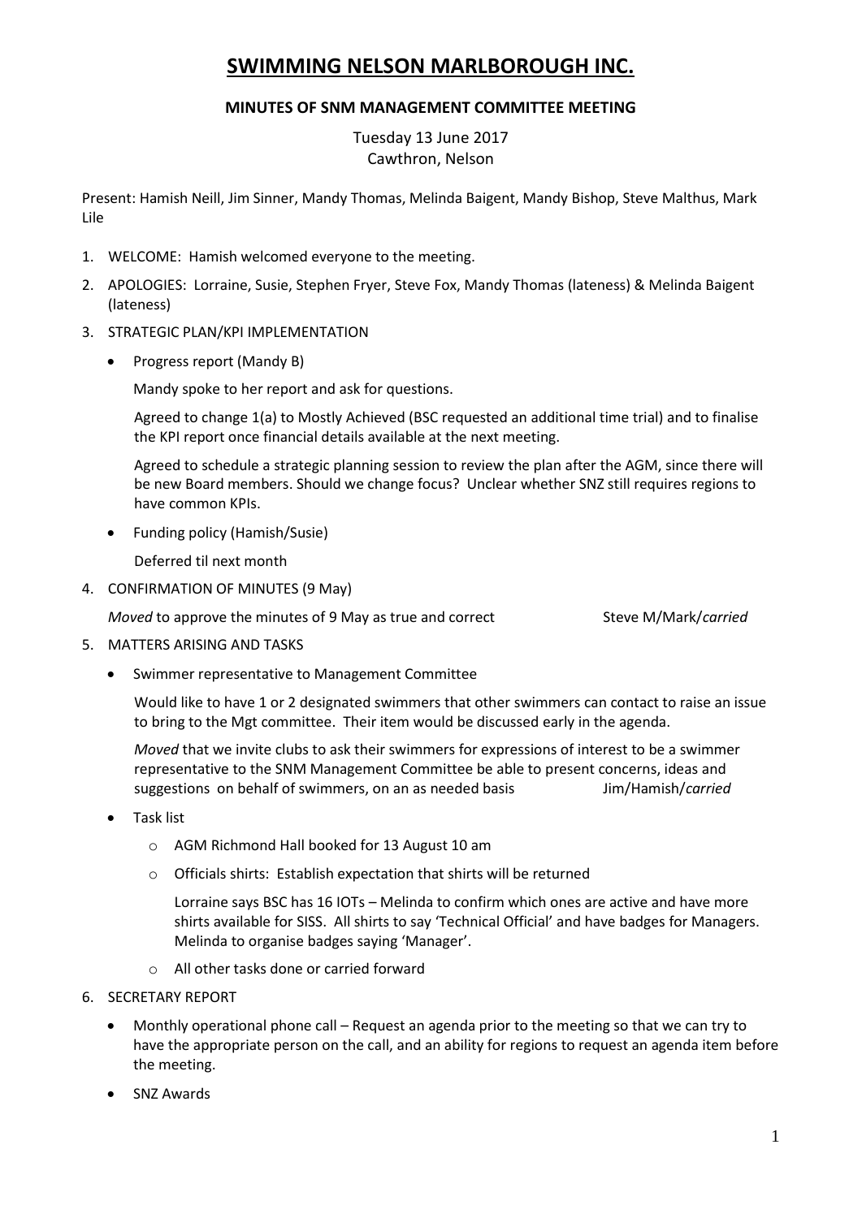# SWIMMING NELSON MARLBOROUGH INC.

**MINUTES OF SNM MANAGEMENT COMMITTEE MEETING**

Tuesday 13 June 2017
Cawthron, Nelson

Present: Hamish Neill, Jim Sinner, Mandy Thomas, Melinda Baigent, Mandy Bishop, Steve Malthus, Mark Lile

1. WELCOME: Hamish welcomed everyone to the meeting.
2. APOLOGIES: Lorraine, Susie, Stephen Fryer, Steve Fox, Mandy Thomas (lateness) & Melinda Baigent (lateness)
3. STRATEGIC PLAN/KPI IMPLEMENTATION
   - Progress report (Mandy B)

     Mandy spoke to her report and ask for questions.

     Agreed to change 1(a) to Mostly Achieved (BSC requested an additional time trial) and to finalise the KPI report once financial details available at the next meeting.

     Agreed to schedule a strategic planning session to review the plan after the AGM, since there will be new Board members. Should we change focus? Unclear whether SNZ still requires regions to have common KPIs.

   - Funding policy (Hamish/Susie)

     Deferred til next month

4. CONFIRMATION OF MINUTES (9 May)

   *Moved* to approve the minutes of 9 May as true and correct Steve M/Mark/*carried*

5. MATTERS ARISING AND TASKS
   - Swimmer representative to Management Committee

     Would like to have 1 or 2 designated swimmers that other swimmers can contact to raise an issue to bring to the Mgt committee. Their item would be discussed early in the agenda.

     *Moved* that we invite clubs to ask their swimmers for expressions of interest to be a swimmer representative to the SNM Management Committee be able to present concerns, ideas and suggestions on behalf of swimmers, on an as needed basis Jim/Hamish/*carried*

   - Task list
     - AGM Richmond Hall booked for 13 August 10 am
     - Officials shirts: Establish expectation that shirts will be returned

       Lorraine says BSC has 16 IOTs – Melinda to confirm which ones are active and have more shirts available for SISS. All shirts to say 'Technical Official' and have badges for Managers. Melinda to organise badges saying 'Manager'.

     - All other tasks done or carried forward

6. SECRETARY REPORT
   - Monthly operational phone call – Request an agenda prior to the meeting so that we can try to have the appropriate person on the call, and an ability for regions to request an agenda item before the meeting.
   - SNZ Awards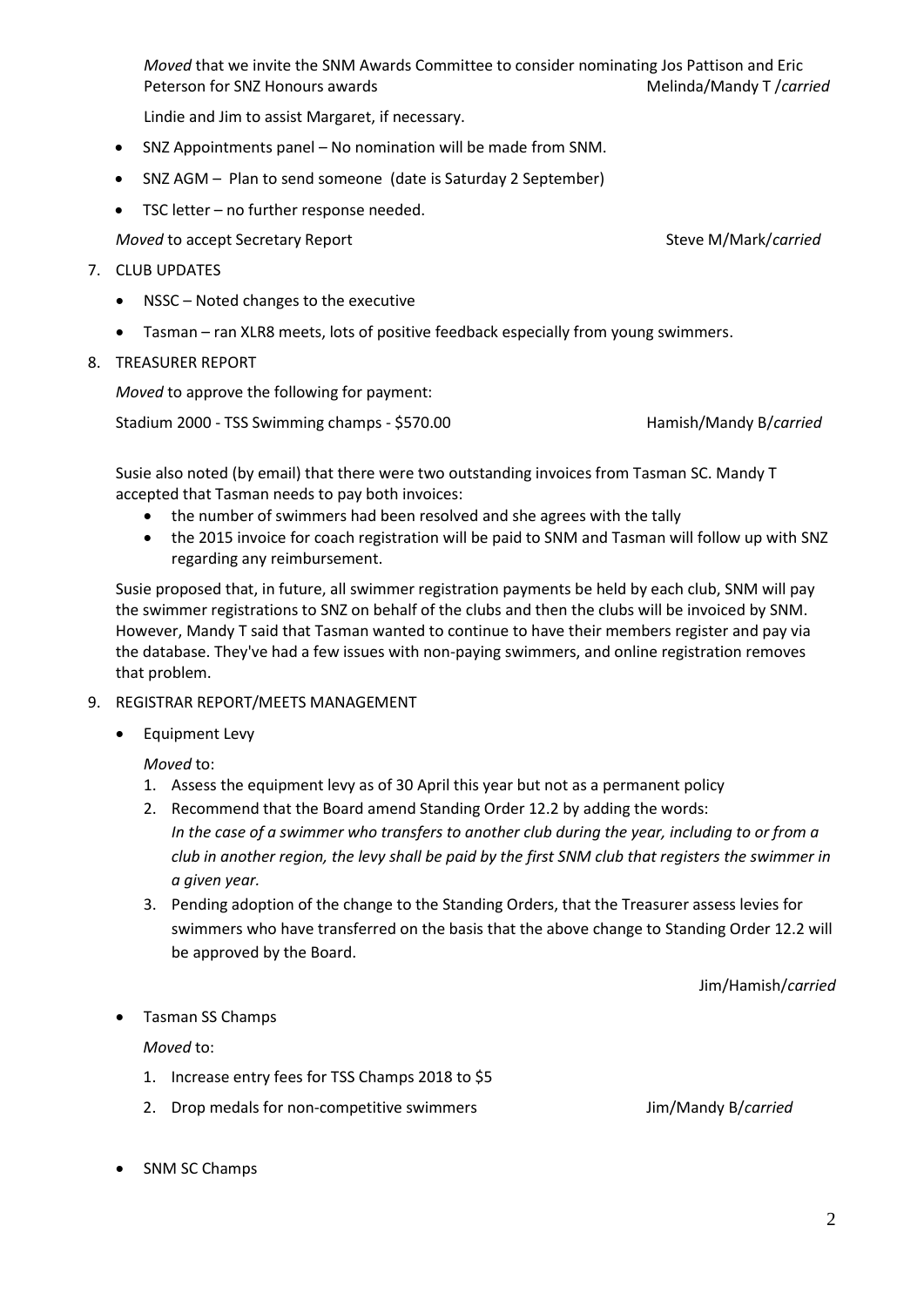*Moved* that we invite the SNM Awards Committee to consider nominating Jos Pattison and Eric Peterson for SNZ Honours awards Melinda/Mandy T /*carried*

Lindie and Jim to assist Margaret, if necessary.

- SNZ Appointments panel – No nomination will be made from SNM.
- SNZ AGM – Plan to send someone (date is Saturday 2 September)
- TSC letter – no further response needed.

*Moved* to accept Secretary Report Steve M/Mark/*carried*

7. CLUB UPDATES

- NSSC – Noted changes to the executive
- Tasman – ran XLR8 meets, lots of positive feedback especially from young swimmers.

8. TREASURER REPORT

*Moved* to approve the following for payment:

Stadium 2000 - TSS Swimming champs - $570.00 Hamish/Mandy B/*carried*

Susie also noted (by email) that there were two outstanding invoices from Tasman SC. Mandy T accepted that Tasman needs to pay both invoices:

- the number of swimmers had been resolved and she agrees with the tally
- the 2015 invoice for coach registration will be paid to SNM and Tasman will follow up with SNZ regarding any reimbursement.

Susie proposed that, in future, all swimmer registration payments be held by each club, SNM will pay the swimmer registrations to SNZ on behalf of the clubs and then the clubs will be invoiced by SNM. However, Mandy T said that Tasman wanted to continue to have their members register and pay via the database. They've had a few issues with non-paying swimmers, and online registration removes that problem.

9. REGISTRAR REPORT/MEETS MANAGEMENT

- Equipment Levy

  *Moved* to:

  1. Assess the equipment levy as of 30 April this year but not as a permanent policy
  2. Recommend that the Board amend Standing Order 12.2 by adding the words: *In the case of a swimmer who transfers to another club during the year, including to or from a club in another region, the levy shall be paid by the first SNM club that registers the swimmer in a given year.*
  3. Pending adoption of the change to the Standing Orders, that the Treasurer assess levies for swimmers who have transferred on the basis that the above change to Standing Order 12.2 will be approved by the Board.

  Jim/Hamish/*carried*

- Tasman SS Champs

  *Moved* to:

  1. Increase entry fees for TSS Champs 2018 to $5
  2. Drop medals for non-competitive swimmers Jim/Mandy B/*carried*

- SNM SC Champs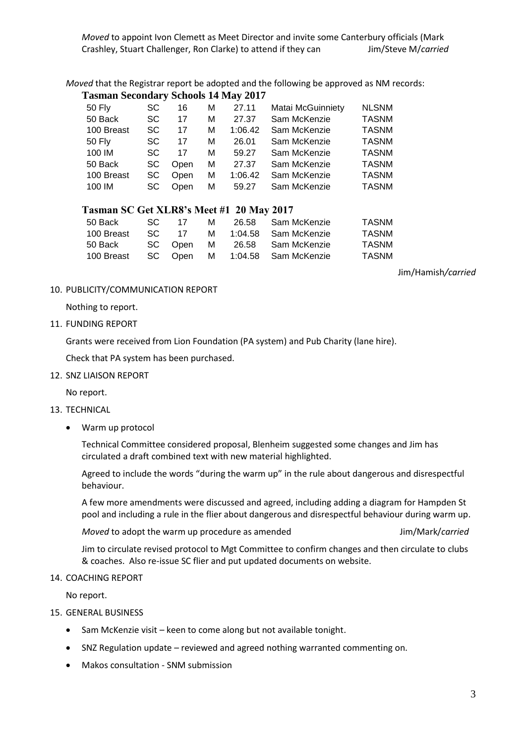*Moved* to appoint Ivon Clemett as Meet Director and invite some Canterbury officials (Mark Crashley, Stuart Challenger, Ron Clarke) to attend if they can Jim/Steve M/*carried*

*Moved* that the Registrar report be adopted and the following be approved as NM records:

**Tasman Secondary Schools 14 May 2017**

| | | | | | | |
|---|---|---|---|---|---|---|
| 50 Fly | SC | 16 | M | 27.11 | Matai McGuinniety | NLSNM |
| 50 Back | SC | 17 | M | 27.37 | Sam McKenzie | TASNM |
| 100 Breast | SC | 17 | M | 1:06.42 | Sam McKenzie | TASNM |
| 50 Fly | SC | 17 | M | 26.01 | Sam McKenzie | TASNM |
| 100 IM | SC | 17 | M | 59.27 | Sam McKenzie | TASNM |
| 50 Back | SC | Open | M | 27.37 | Sam McKenzie | TASNM |
| 100 Breast | SC | Open | M | 1:06.42 | Sam McKenzie | TASNM |
| 100 IM | SC | Open | M | 59.27 | Sam McKenzie | TASNM |

**Tasman SC Get XLR8's Meet #1 20 May 2017**

| | | | | | | |
|---|---|---|---|---|---|---|
| 50 Back | SC | 17 | M | 26.58 | Sam McKenzie | TASNM |
| 100 Breast | SC | 17 | M | 1:04.58 | Sam McKenzie | TASNM |
| 50 Back | SC | Open | M | 26.58 | Sam McKenzie | TASNM |
| 100 Breast | SC | Open | M | 1:04.58 | Sam McKenzie | TASNM |

Jim/Hamish/*carried*

10. PUBLICITY/COMMUNICATION REPORT

    Nothing to report.

11. FUNDING REPORT

    Grants were received from Lion Foundation (PA system) and Pub Charity (lane hire).

    Check that PA system has been purchased.

12. SNZ LIAISON REPORT

    No report.

13. TECHNICAL

    - Warm up protocol

      Technical Committee considered proposal, Blenheim suggested some changes and Jim has circulated a draft combined text with new material highlighted.

      Agreed to include the words "during the warm up" in the rule about dangerous and disrespectful behaviour.

      A few more amendments were discussed and agreed, including adding a diagram for Hampden St pool and including a rule in the flier about dangerous and disrespectful behaviour during warm up.

      *Moved* to adopt the warm up procedure as amended Jim/Mark/*carried*

      Jim to circulate revised protocol to Mgt Committee to confirm changes and then circulate to clubs & coaches. Also re-issue SC flier and put updated documents on website.

14. COACHING REPORT

    No report.

15. GENERAL BUSINESS

    - Sam McKenzie visit – keen to come along but not available tonight.
    - SNZ Regulation update – reviewed and agreed nothing warranted commenting on.
    - Makos consultation - SNM submission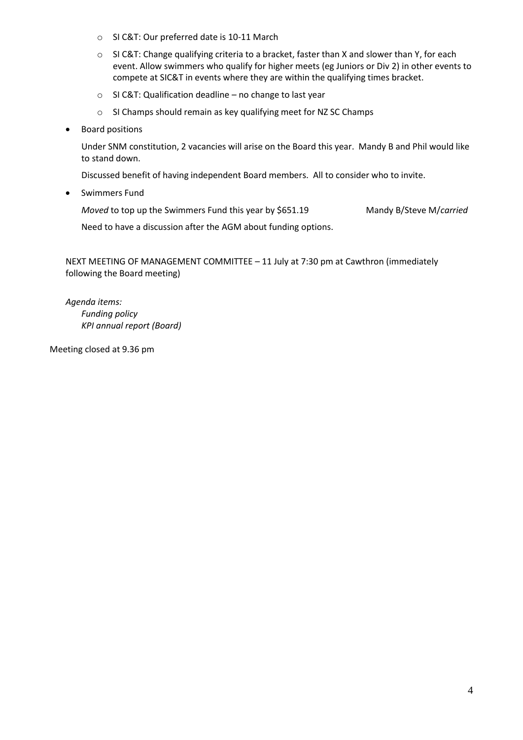- SI C&T: Our preferred date is 10-11 March
  - SI C&T: Change qualifying criteria to a bracket, faster than X and slower than Y, for each event. Allow swimmers who qualify for higher meets (eg Juniors or Div 2) in other events to compete at SIC&T in events where they are within the qualifying times bracket.
  - SI C&T: Qualification deadline – no change to last year
  - SI Champs should remain as key qualifying meet for NZ SC Champs

- Board positions

  Under SNM constitution, 2 vacancies will arise on the Board this year. Mandy B and Phil would like to stand down.

  Discussed benefit of having independent Board members. All to consider who to invite.

- Swimmers Fund

  *Moved* to top up the Swimmers Fund this year by $651.19 — Mandy B/Steve M/*carried*

  Need to have a discussion after the AGM about funding options.

NEXT MEETING OF MANAGEMENT COMMITTEE – 11 July at 7:30 pm at Cawthron (immediately following the Board meeting)

*Agenda items:*
*Funding policy*
*KPI annual report (Board)*

Meeting closed at 9.36 pm